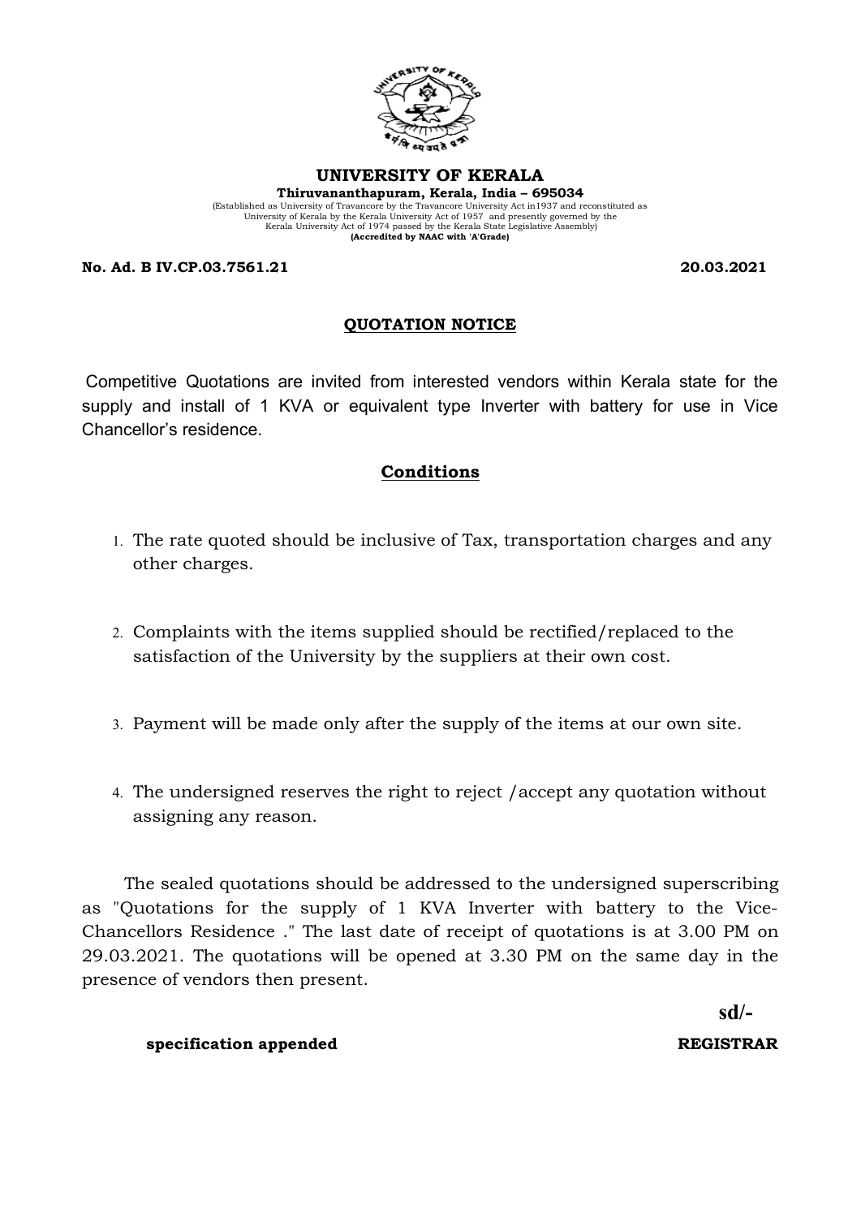# UNIVERSITY OF KERALA

**Thiruvananthapuram, Kerala, India – 695034**

(Established as University of Travancore by the Travancore University Act in1937 and reconstituted as University of Kerala by the Kerala University Act of 1957 and presently governed by the Kerala University Act of 1974 passed by the Kerala State Legislative Assembly)

**(Accredited by NAAC with 'A'Grade)**

**No. Ad. B IV.CP.03.7561.21** **20.03.2021**

## QUOTATION NOTICE

Competitive Quotations are invited from interested vendors within Kerala state for the supply and install of 1 KVA or equivalent type Inverter with battery for use in Vice Chancellor's residence.

## Conditions

1. The rate quoted should be inclusive of Tax, transportation charges and any other charges.
2. Complaints with the items supplied should be rectified/replaced to the satisfaction of the University by the suppliers at their own cost.
3. Payment will be made only after the supply of the items at our own site.
4. The undersigned reserves the right to reject /accept any quotation without assigning any reason.

The sealed quotations should be addressed to the undersigned superscribing as "Quotations for the supply of 1 KVA Inverter with battery to the Vice-Chancellors Residence ." The last date of receipt of quotations is at 3.00 PM on 29.03.2021. The quotations will be opened at 3.30 PM on the same day in the presence of vendors then present.

sd/-

**specification appended** **REGISTRAR**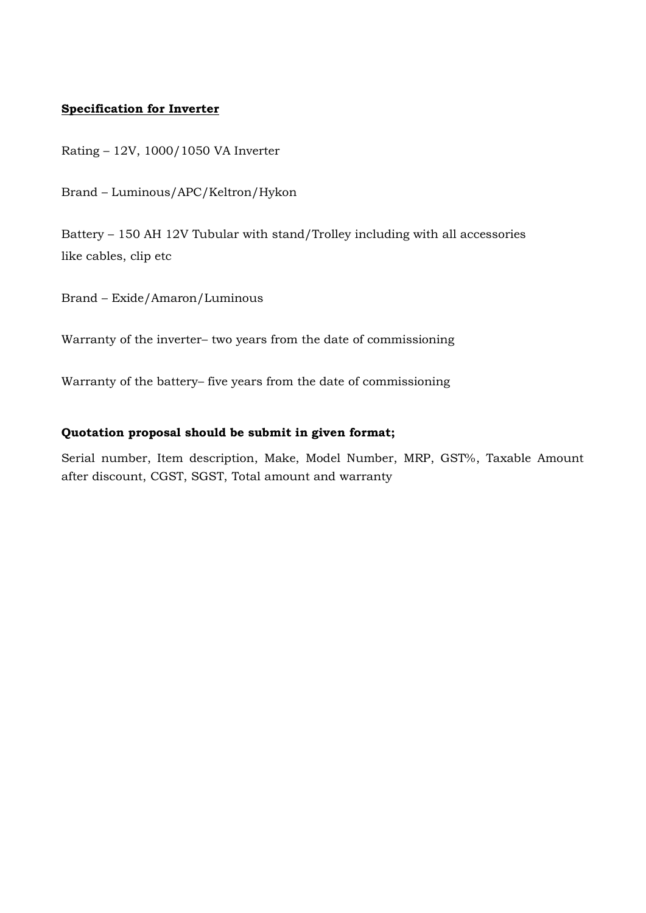**<u>Specification for Inverter</u>**

Rating – 12V, 1000/1050 VA Inverter

Brand – Luminous/APC/Keltron/Hykon

Battery – 150 AH 12V Tubular with stand/Trolley including with all accessories like cables, clip etc

Brand – Exide/Amaron/Luminous

Warranty of the inverter– two years from the date of commissioning

Warranty of the battery– five years from the date of commissioning

**Quotation proposal should be submit in given format;**

Serial number, Item description, Make, Model Number, MRP, GST%, Taxable Amount after discount, CGST, SGST, Total amount and warranty